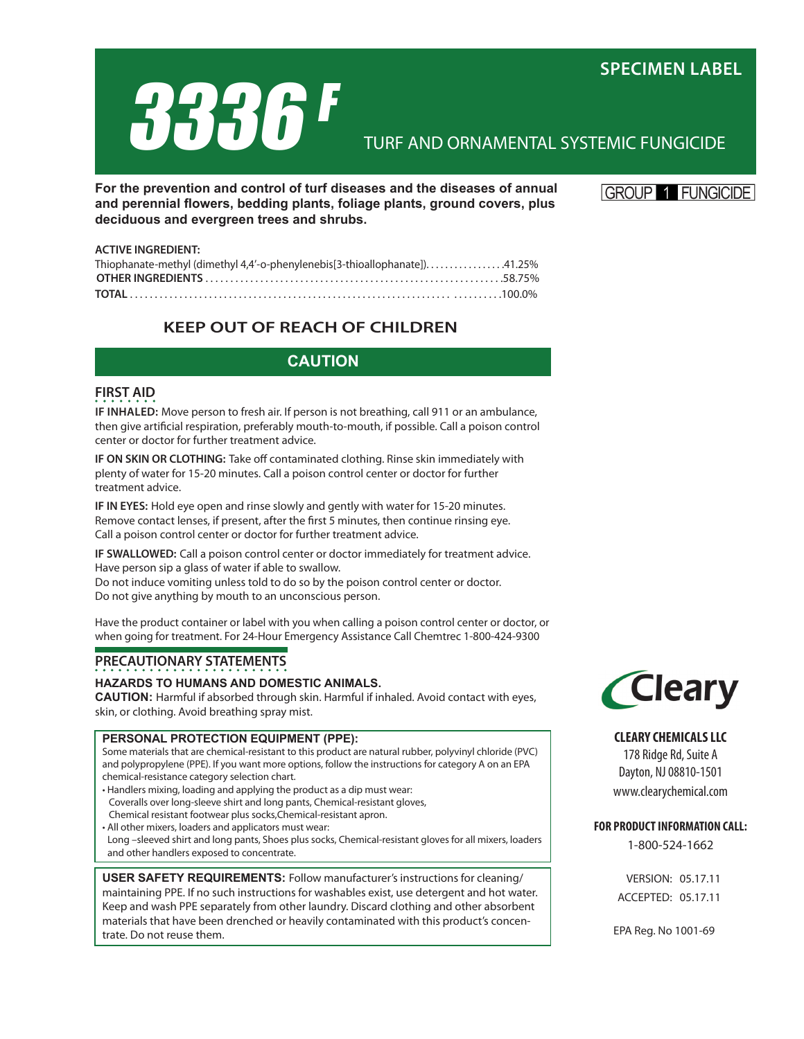SPECIMEN LABEL

# 3336 F

## TURF AND ORNAMENTAL SYSTEMIC FUNGICIDE

**For the prevention and control of turf diseases and the diseases of annual and perennial flowers, bedding plants, foliage plants, ground covers, plus deciduous and evergreen trees and shrubs.**

GROUP 1 FUNGICIDE

**ACTIVE INGREDIENT:**

| | |
|---|---|
| Thiophanate-methyl (dimethyl 4,4'-o-phenylenebis[3-thioallophanate]) | 41.25% |
| **OTHER INGREDIENTS** | 58.75% |
| **TOTAL** | 100.0% |

## KEEP OUT OF REACH OF CHILDREN

## CAUTION

### FIRST AID

**IF INHALED:** Move person to fresh air. If person is not breathing, call 911 or an ambulance, then give artificial respiration, preferably mouth-to-mouth, if possible. Call a poison control center or doctor for further treatment advice.

**IF ON SKIN OR CLOTHING:** Take off contaminated clothing. Rinse skin immediately with plenty of water for 15-20 minutes. Call a poison control center or doctor for further treatment advice.

**IF IN EYES:** Hold eye open and rinse slowly and gently with water for 15-20 minutes. Remove contact lenses, if present, after the first 5 minutes, then continue rinsing eye. Call a poison control center or doctor for further treatment advice.

**IF SWALLOWED:** Call a poison control center or doctor immediately for treatment advice. Have person sip a glass of water if able to swallow.
Do not induce vomiting unless told to do so by the poison control center or doctor.
Do not give anything by mouth to an unconscious person.

Have the product container or label with you when calling a poison control center or doctor, or when going for treatment. For 24-Hour Emergency Assistance Call Chemtrec 1-800-424-9300

### PRECAUTIONARY STATEMENTS

**HAZARDS TO HUMANS AND DOMESTIC ANIMALS.**

**CAUTION:** Harmful if absorbed through skin. Harmful if inhaled. Avoid contact with eyes, skin, or clothing. Avoid breathing spray mist.

**PERSONAL PROTECTION EQUIPMENT (PPE):**

Some materials that are chemical-resistant to this product are natural rubber, polyvinyl chloride (PVC) and polypropylene (PPE). If you want more options, follow the instructions for category A on an EPA chemical-resistance category selection chart.

- Handlers mixing, loading and applying the product as a dip must wear: Coveralls over long-sleeve shirt and long pants, Chemical-resistant gloves, Chemical resistant footwear plus socks,Chemical-resistant apron.
- All other mixers, loaders and applicators must wear: Long –sleeved shirt and long pants, Shoes plus socks, Chemical-resistant gloves for all mixers, loaders and other handlers exposed to concentrate.

**USER SAFETY REQUIREMENTS:** Follow manufacturer's instructions for cleaning/ maintaining PPE. If no such instructions for washables exist, use detergent and hot water. Keep and wash PPE separately from other laundry. Discard clothing and other absorbent materials that have been drenched or heavily contaminated with this product's concentrate. Do not reuse them.

Cleary

**CLEARY CHEMICALS LLC**
178 Ridge Rd, Suite A
Dayton, NJ 08810-1501
www.clearychemical.com

**FOR PRODUCT INFORMATION CALL:**
1-800-524-1662

VERSION: 05.17.11
ACCEPTED: 05.17.11

EPA Reg. No 1001-69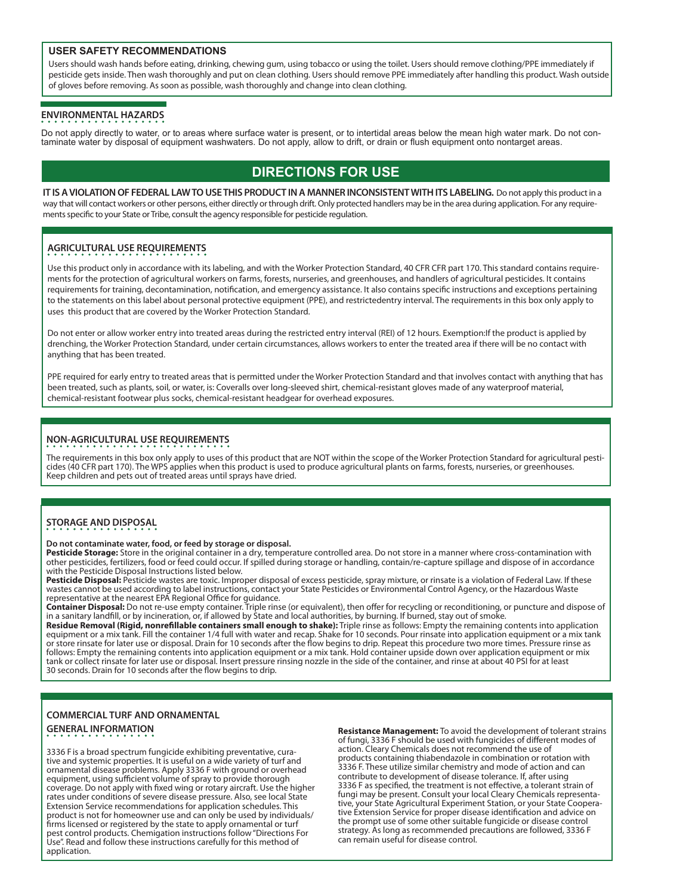## USER SAFETY RECOMMENDATIONS

Users should wash hands before eating, drinking, chewing gum, using tobacco or using the toilet. Users should remove clothing/PPE immediately if pesticide gets inside. Then wash thoroughly and put on clean clothing. Users should remove PPE immediately after handling this product. Wash outside of gloves before removing. As soon as possible, wash thoroughly and change into clean clothing.

## ENVIRONMENTAL HAZARDS

Do not apply directly to water, or to areas where surface water is present, or to intertidal areas below the mean high water mark. Do not contaminate water by disposal of equipment washwaters. Do not apply, allow to drift, or drain or flush equipment onto nontarget areas.

# DIRECTIONS FOR USE

**IT IS A VIOLATION OF FEDERAL LAW TO USE THIS PRODUCT IN A MANNER INCONSISTENT WITH ITS LABELING.** Do not apply this product in a way that will contact workers or other persons, either directly or through drift. Only protected handlers may be in the area during application. For any requirements specific to your State or Tribe, consult the agency responsible for pesticide regulation.

## AGRICULTURAL USE REQUIREMENTS

Use this product only in accordance with its labeling, and with the Worker Protection Standard, 40 CFR CFR part 170. This standard contains requirements for the protection of agricultural workers on farms, forests, nurseries, and greenhouses, and handlers of agricultural pesticides. It contains requirements for training, decontamination, notification, and emergency assistance. It also contains specific instructions and exceptions pertaining to the statements on this label about personal protective equipment (PPE), and restrictedentry interval. The requirements in this box only apply to uses this product that are covered by the Worker Protection Standard.

Do not enter or allow worker entry into treated areas during the restricted entry interval (REI) of 12 hours. Exemption:If the product is applied by drenching, the Worker Protection Standard, under certain circumstances, allows workers to enter the treated area if there will be no contact with anything that has been treated.

PPE required for early entry to treated areas that is permitted under the Worker Protection Standard and that involves contact with anything that has been treated, such as plants, soil, or water, is: Coveralls over long-sleeved shirt, chemical-resistant gloves made of any waterproof material, chemical-resistant footwear plus socks, chemical-resistant headgear for overhead exposures.

## NON-AGRICULTURAL USE REQUIREMENTS

The requirements in this box only apply to uses of this product that are NOT within the scope of the Worker Protection Standard for agricultural pesticides (40 CFR part 170). The WPS applies when this product is used to produce agricultural plants on farms, forests, nurseries, or greenhouses.
Keep children and pets out of treated areas until sprays have dried.

## STORAGE AND DISPOSAL

**Do not contaminate water, food, or feed by storage or disposal.**
**Pesticide Storage:** Store in the original container in a dry, temperature controlled area. Do not store in a manner where cross-contamination with other pesticides, fertilizers, food or feed could occur. If spilled during storage or handling, contain/re-capture spillage and dispose of in accordance with the Pesticide Disposal Instructions listed below.
**Pesticide Disposal:** Pesticide wastes are toxic. Improper disposal of excess pesticide, spray mixture, or rinsate is a violation of Federal Law. If these wastes cannot be used according to label instructions, contact your State Pesticides or Environmental Control Agency, or the Hazardous Waste representative at the nearest EPA Regional Office for guidance.
**Container Disposal:** Do not re-use empty container. Triple rinse (or equivalent), then offer for recycling or reconditioning, or puncture and dispose of in a sanitary landfill, or by incineration, or, if allowed by State and local authorities, by burning. If burned, stay out of smoke.
**Residue Removal (Rigid, nonrefillable containers small enough to shake):** Triple rinse as follows: Empty the remaining contents into application equipment or a mix tank. Fill the container 1/4 full with water and recap. Shake for 10 seconds. Pour rinsate into application equipment or a mix tank or store rinsate for later use or disposal. Drain for 10 seconds after the flow begins to drip. Repeat this procedure two more times. Pressure rinse as follows: Empty the remaining contents into application equipment or a mix tank. Hold container upside down over application equipment or mix tank or collect rinsate for later use or disposal. Insert pressure rinsing nozzle in the side of the container, and rinse at about 40 PSI for at least 30 seconds. Drain for 10 seconds after the flow begins to drip.

## COMMERCIAL TURF AND ORNAMENTAL

### GENERAL INFORMATION

3336 F is a broad spectrum fungicide exhibiting preventative, curative and systemic properties. It is useful on a wide variety of turf and ornamental disease problems. Apply 3336 F with ground or overhead equipment, using sufficient volume of spray to provide thorough coverage. Do not apply with fixed wing or rotary aircraft. Use the higher rates under conditions of severe disease pressure. Also, see local State Extension Service recommendations for application schedules. This product is not for homeowner use and can only be used by individuals/firms licensed or registered by the state to apply ornamental or turf pest control products. Chemigation instructions follow "Directions For Use". Read and follow these instructions carefully for this method of application.

**Resistance Management:** To avoid the development of tolerant strains of fungi, 3336 F should be used with fungicides of different modes of action. Cleary Chemicals does not recommend the use of products containing thiabendazole in combination or rotation with 3336 F. These utilize similar chemistry and mode of action and can contribute to development of disease tolerance. If, after using 3336 F as specified, the treatment is not effective, a tolerant strain of fungi may be present. Consult your local Cleary Chemicals representative, your State Agricultural Experiment Station, or your State Cooperative Extension Service for proper disease identification and advice on the prompt use of some other suitable fungicide or disease control strategy. As long as recommended precautions are followed, 3336 F can remain useful for disease control.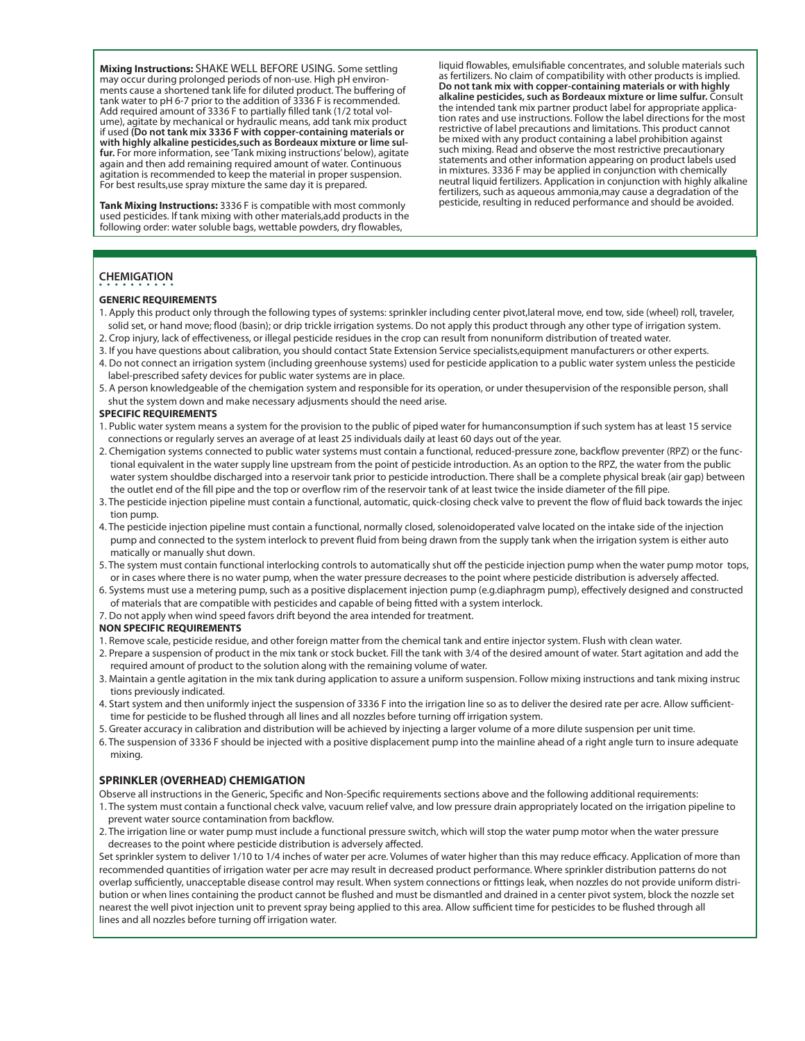**Mixing Instructions:** SHAKE WELL BEFORE USING. Some settling may occur during prolonged periods of non-use. High pH environments cause a shortened tank life for diluted product. The buffering of tank water to pH 6-7 prior to the addition of 3336 F is recommended. Add required amount of 3336 F to partially filled tank (1/2 total volume), agitate by mechanical or hydraulic means, add tank mix product if used **(Do not tank mix 3336 F with copper-containing materials or with highly alkaline pesticides,such as Bordeaux mixture or lime sulfur.** For more information, see 'Tank mixing instructions' below), agitate again and then add remaining required amount of water. Continuous agitation is recommended to keep the material in proper suspension. For best results,use spray mixture the same day it is prepared.

**Tank Mixing Instructions:** 3336 F is compatible with most commonly used pesticides. If tank mixing with other materials,add products in the following order: water soluble bags, wettable powders, dry flowables, liquid flowables, emulsifiable concentrates, and soluble materials such as fertilizers. No claim of compatibility with other products is implied. **Do not tank mix with copper-containing materials or with highly alkaline pesticides, such as Bordeaux mixture or lime sulfur.** Consult the intended tank mix partner product label for appropriate application rates and use instructions. Follow the label directions for the most restrictive of label precautions and limitations. This product cannot be mixed with any product containing a label prohibition against such mixing. Read and observe the most restrictive precautionary statements and other information appearing on product labels used in mixtures. 3336 F may be applied in conjunction with chemically neutral liquid fertilizers. Application in conjunction with highly alkaline fertilizers, such as aqueous ammonia,may cause a degradation of the pesticide, resulting in reduced performance and should be avoided.

## CHEMIGATION

### GENERIC REQUIREMENTS

1. Apply this product only through the following types of systems: sprinkler including center pivot,lateral move, end tow, side (wheel) roll, traveler, solid set, or hand move; flood (basin); or drip trickle irrigation systems. Do not apply this product through any other type of irrigation system.
2. Crop injury, lack of effectiveness, or illegal pesticide residues in the crop can result from nonuniform distribution of treated water.
3. If you have questions about calibration, you should contact State Extension Service specialists,equipment manufacturers or other experts.
4. Do not connect an irrigation system (including greenhouse systems) used for pesticide application to a public water system unless the pesticide label-prescribed safety devices for public water systems are in place.
5. A person knowledgeable of the chemigation system and responsible for its operation, or under thesupervision of the responsible person, shall shut the system down and make necessary adjusments should the need arise.

### SPECIFIC REQUIREMENTS

1. Public water system means a system for the provision to the public of piped water for humanconsumption if such system has at least 15 service connections or regularly serves an average of at least 25 individuals daily at least 60 days out of the year.
2. Chemigation systems connected to public water systems must contain a functional, reduced-pressure zone, backflow preventer (RPZ) or the functional equivalent in the water supply line upstream from the point of pesticide introduction. As an option to the RPZ, the water from the public water system shouldbe discharged into a reservoir tank prior to pesticide introduction. There shall be a complete physical break (air gap) between the outlet end of the fill pipe and the top or overflow rim of the reservoir tank of at least twice the inside diameter of the fill pipe.
3. The pesticide injection pipeline must contain a functional, automatic, quick-closing check valve to prevent the flow of fluid back towards the injec tion pump.
4. The pesticide injection pipeline must contain a functional, normally closed, solenoidoperated valve located on the intake side of the injection pump and connected to the system interlock to prevent fluid from being drawn from the supply tank when the irrigation system is either auto matically or manually shut down.
5. The system must contain functional interlocking controls to automatically shut off the pesticide injection pump when the water pump motor tops, or in cases where there is no water pump, when the water pressure decreases to the point where pesticide distribution is adversely affected.
6. Systems must use a metering pump, such as a positive displacement injection pump (e.g.diaphragm pump), effectively designed and constructed of materials that are compatible with pesticides and capable of being fitted with a system interlock.
7. Do not apply when wind speed favors drift beyond the area intended for treatment.

### NON SPECIFIC REQUIREMENTS

1. Remove scale, pesticide residue, and other foreign matter from the chemical tank and entire injector system. Flush with clean water.
2. Prepare a suspension of product in the mix tank or stock bucket. Fill the tank with 3/4 of the desired amount of water. Start agitation and add the required amount of product to the solution along with the remaining volume of water.
3. Maintain a gentle agitation in the mix tank during application to assure a uniform suspension. Follow mixing instructions and tank mixing instruc tions previously indicated.
4. Start system and then uniformly inject the suspension of 3336 F into the irrigation line so as to deliver the desired rate per acre. Allow sufficienttime for pesticide to be flushed through all lines and all nozzles before turning off irrigation system.
5. Greater accuracy in calibration and distribution will be achieved by injecting a larger volume of a more dilute suspension per unit time.
6. The suspension of 3336 F should be injected with a positive displacement pump into the mainline ahead of a right angle turn to insure adequate mixing.

### SPRINKLER (OVERHEAD) CHEMIGATION

Observe all instructions in the Generic, Specific and Non-Specific requirements sections above and the following additional requirements:

1. The system must contain a functional check valve, vacuum relief valve, and low pressure drain appropriately located on the irrigation pipeline to prevent water source contamination from backflow.
2. The irrigation line or water pump must include a functional pressure switch, which will stop the water pump motor when the water pressure decreases to the point where pesticide distribution is adversely affected.

Set sprinkler system to deliver 1/10 to 1/4 inches of water per acre. Volumes of water higher than this may reduce efficacy. Application of more than recommended quantities of irrigation water per acre may result in decreased product performance. Where sprinkler distribution patterns do not overlap sufficiently, unacceptable disease control may result. When system connections or fittings leak, when nozzles do not provide uniform distribution or when lines containing the product cannot be flushed and must be dismantled and drained in a center pivot system, block the nozzle set nearest the well pivot injection unit to prevent spray being applied to this area. Allow sufficient time for pesticides to be flushed through all lines and all nozzles before turning off irrigation water.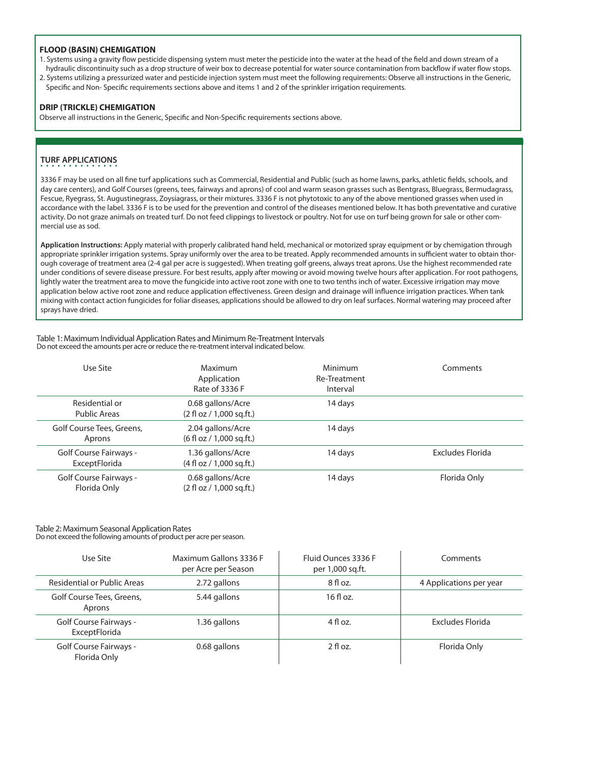### FLOOD (BASIN) CHEMIGATION

1. Systems using a gravity flow pesticide dispensing system must meter the pesticide into the water at the head of the field and down stream of a hydraulic discontinuity such as a drop structure of weir box to decrease potential for water source contamination from backflow if water flow stops.
2. Systems utilizing a pressurized water and pesticide injection system must meet the following requirements: Observe all instructions in the Generic, Specific and Non- Specific requirements sections above and items 1 and 2 of the sprinkler irrigation requirements.

### DRIP (TRICKLE) CHEMIGATION

Observe all instructions in the Generic, Specific and Non-Specific requirements sections above.

## TURF APPLICATIONS

3336 F may be used on all fine turf applications such as Commercial, Residential and Public (such as home lawns, parks, athletic fields, schools, and day care centers), and Golf Courses (greens, tees, fairways and aprons) of cool and warm season grasses such as Bentgrass, Bluegrass, Bermudagrass, Fescue, Ryegrass, St. Augustinegrass, Zoysiagrass, or their mixtures. 3336 F is not phytotoxic to any of the above mentioned grasses when used in accordance with the label. 3336 F is to be used for the prevention and control of the diseases mentioned below. It has both preventative and curative activity. Do not graze animals on treated turf. Do not feed clippings to livestock or poultry. Not for use on turf being grown for sale or other commercial use as sod.

**Application Instructions:** Apply material with properly calibrated hand held, mechanical or motorized spray equipment or by chemigation through appropriate sprinkler irrigation systems. Spray uniformly over the area to be treated. Apply recommended amounts in sufficient water to obtain thorough coverage of treatment area (2-4 gal per acre is suggested). When treating golf greens, always treat aprons. Use the highest recommended rate under conditions of severe disease pressure. For best results, apply after mowing or avoid mowing twelve hours after application. For root pathogens, lightly water the treatment area to move the fungicide into active root zone with one to two tenths inch of water. Excessive irrigation may move application below active root zone and reduce application effectiveness. Green design and drainage will influence irrigation practices. When tank mixing with contact action fungicides for foliar diseases, applications should be allowed to dry on leaf surfaces. Normal watering may proceed after sprays have dried.

Table 1: Maximum Individual Application Rates and Minimum Re-Treatment Intervals
Do not exceed the amounts per acre or reduce the re-treatment interval indicated below.

| Use Site | Maximum Application Rate of 3336 F | Minimum Re-Treatment Interval | Comments |
|---|---|---|---|
| Residential or Public Areas | 0.68 gallons/Acre (2 fl oz / 1,000 sq.ft.) | 14 days | |
| Golf Course Tees, Greens, Aprons | 2.04 gallons/Acre (6 fl oz / 1,000 sq.ft.) | 14 days | |
| Golf Course Fairways - ExceptFlorida | 1.36 gallons/Acre (4 fl oz / 1,000 sq.ft.) | 14 days | Excludes Florida |
| Golf Course Fairways - Florida Only | 0.68 gallons/Acre (2 fl oz / 1,000 sq.ft.) | 14 days | Florida Only |

Table 2: Maximum Seasonal Application Rates
Do not exceed the following amounts of product per acre per season.

| Use Site | Maximum Gallons 3336 F per Acre per Season | Fluid Ounces 3336 F per 1,000 sq.ft. | Comments |
|---|---|---|---|
| Residential or Public Areas | 2.72 gallons | 8 fl oz. | 4 Applications per year |
| Golf Course Tees, Greens, Aprons | 5.44 gallons | 16 fl oz. | |
| Golf Course Fairways - ExceptFlorida | 1.36 gallons | 4 fl oz. | Excludes Florida |
| Golf Course Fairways - Florida Only | 0.68 gallons | 2 fl oz. | Florida Only |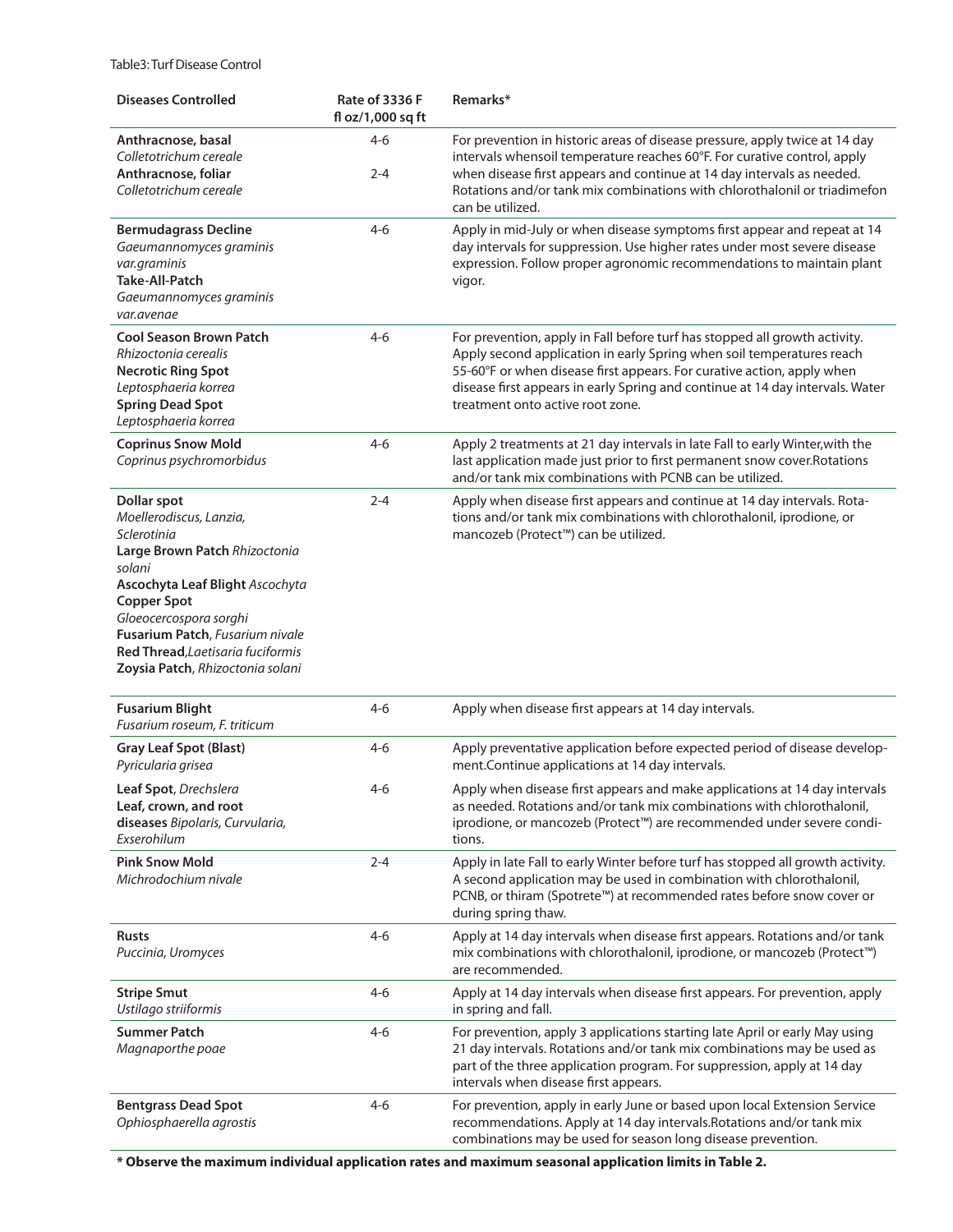Table3: Turf Disease Control

| Diseases Controlled | Rate of 3336 F fl oz/1,000 sq ft | Remarks* |
|---|---|---|
| **Anthracnose, basal** *Colletotrichum cereale* **Anthracnose, foliar** *Colletotrichum cereale* | 4-6 <br> 2-4 | For prevention in historic areas of disease pressure, apply twice at 14 day intervals whensoil temperature reaches 60°F. For curative control, apply when disease first appears and continue at 14 day intervals as needed. Rotations and/or tank mix combinations with chlorothalonil or triadimefon can be utilized. |
| **Bermudagrass Decline** *Gaeumannomyces graminis var.graminis* **Take-All-Patch** *Gaeumannomyces graminis var.avenae* | 4-6 | Apply in mid-July or when disease symptoms first appear and repeat at 14 day intervals for suppression. Use higher rates under most severe disease expression. Follow proper agronomic recommendations to maintain plant vigor. |
| **Cool Season Brown Patch** *Rhizoctonia cerealis* **Necrotic Ring Spot** *Leptosphaeria korrea* **Spring Dead Spot** *Leptosphaeria korrea* | 4-6 | For prevention, apply in Fall before turf has stopped all growth activity. Apply second application in early Spring when soil temperatures reach 55-60°F or when disease first appears. For curative action, apply when disease first appears in early Spring and continue at 14 day intervals. Water treatment onto active root zone. |
| **Coprinus Snow Mold** *Coprinus psychromorbidus* | 4-6 | Apply 2 treatments at 21 day intervals in late Fall to early Winter,with the last application made just prior to first permanent snow cover.Rotations and/or tank mix combinations with PCNB can be utilized. |
| **Dollar spot** *Moellerodiscus, Lanzia, Sclerotinia* **Large Brown Patch** *Rhizoctonia solani* **Ascochyta Leaf Blight** *Ascochyta* **Copper Spot** *Gloeocercospora sorghi* **Fusarium Patch**, *Fusarium nivale* **Red Thread**,*Laetisaria fuciformis* **Zoysia Patch**, *Rhizoctonia solani* | 2-4 | Apply when disease first appears and continue at 14 day intervals. Rotations and/or tank mix combinations with chlorothalonil, iprodione, or mancozeb (Protect™) can be utilized. |
| **Fusarium Blight** *Fusarium roseum, F. triticum* | 4-6 | Apply when disease first appears at 14 day intervals. |
| **Gray Leaf Spot (Blast)** *Pyricularia grisea* | 4-6 | Apply preventative application before expected period of disease development.Continue applications at 14 day intervals. |
| **Leaf Spot**, *Drechslera* **Leaf, crown, and root diseases** *Bipolaris, Curvularia, Exserohilum* | 4-6 | Apply when disease first appears and make applications at 14 day intervals as needed. Rotations and/or tank mix combinations with chlorothalonil, iprodione, or mancozeb (Protect™) are recommended under severe conditions. |
| **Pink Snow Mold** *Michrodochium nivale* | 2-4 | Apply in late Fall to early Winter before turf has stopped all growth activity. A second application may be used in combination with chlorothalonil, PCNB, or thiram (Spotrete™) at recommended rates before snow cover or during spring thaw. |
| **Rusts** *Puccinia, Uromyces* | 4-6 | Apply at 14 day intervals when disease first appears. Rotations and/or tank mix combinations with chlorothalonil, iprodione, or mancozeb (Protect™) are recommended. |
| **Stripe Smut** *Ustilago striiformis* | 4-6 | Apply at 14 day intervals when disease first appears. For prevention, apply in spring and fall. |
| **Summer Patch** *Magnaporthe poae* | 4-6 | For prevention, apply 3 applications starting late April or early May using 21 day intervals. Rotations and/or tank mix combinations may be used as part of the three application program. For suppression, apply at 14 day intervals when disease first appears. |
| **Bentgrass Dead Spot** *Ophiosphaerella agrostis* | 4-6 | For prevention, apply in early June or based upon local Extension Service recommendations. Apply at 14 day intervals.Rotations and/or tank mix combinations may be used for season long disease prevention. |

**\* Observe the maximum individual application rates and maximum seasonal application limits in Table 2.**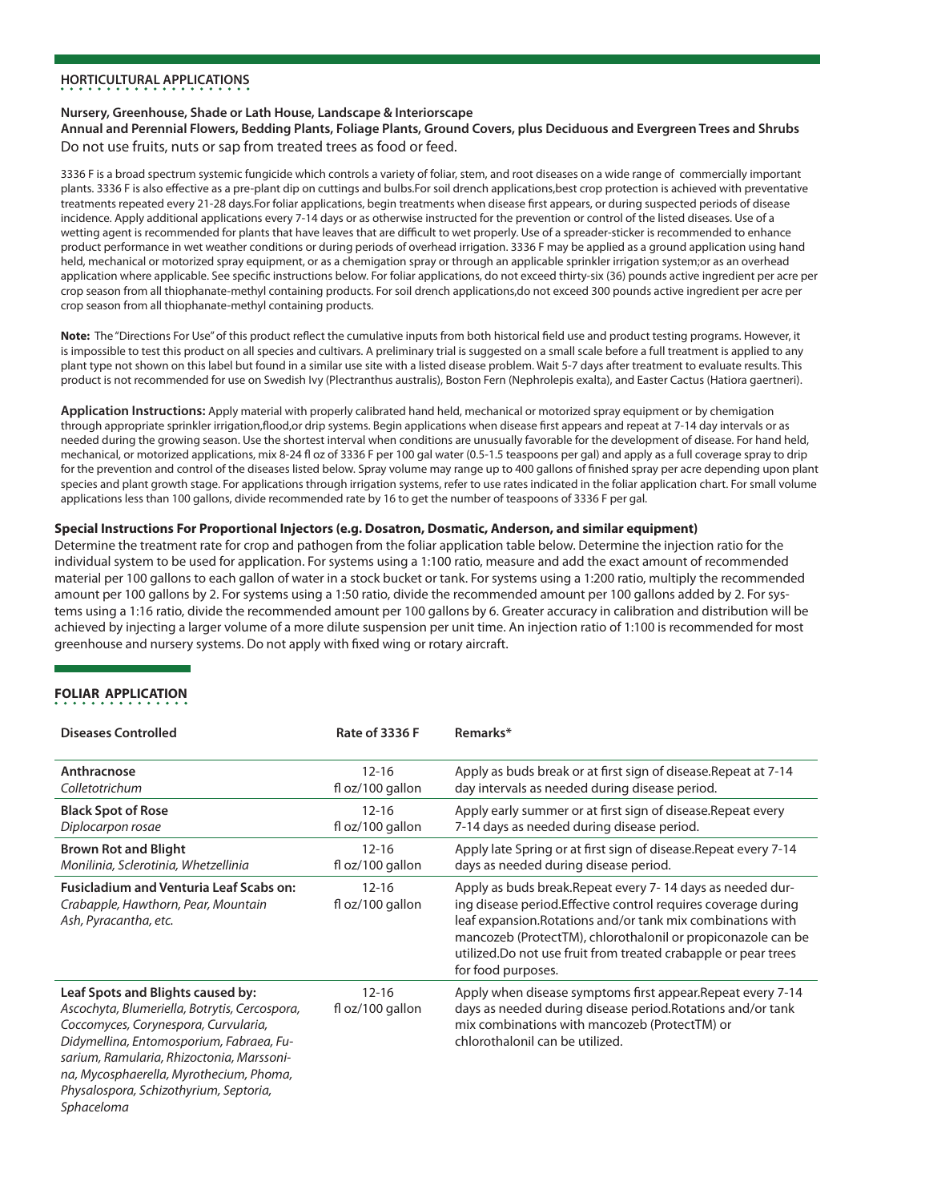## HORTICULTURAL APPLICATIONS

**Nursery, Greenhouse, Shade or Lath House, Landscape & Interiorscape**

**Annual and Perennial Flowers, Bedding Plants, Foliage Plants, Ground Covers, plus Deciduous and Evergreen Trees and Shrubs**

Do not use fruits, nuts or sap from treated trees as food or feed.

3336 F is a broad spectrum systemic fungicide which controls a variety of foliar, stem, and root diseases on a wide range of commercially important plants. 3336 F is also effective as a pre-plant dip on cuttings and bulbs.For soil drench applications,best crop protection is achieved with preventative treatments repeated every 21-28 days.For foliar applications, begin treatments when disease first appears, or during suspected periods of disease incidence. Apply additional applications every 7-14 days or as otherwise instructed for the prevention or control of the listed diseases. Use of a wetting agent is recommended for plants that have leaves that are difficult to wet properly. Use of a spreader-sticker is recommended to enhance product performance in wet weather conditions or during periods of overhead irrigation. 3336 F may be applied as a ground application using hand held, mechanical or motorized spray equipment, or as a chemigation spray or through an applicable sprinkler irrigation system;or as an overhead application where applicable. See specific instructions below. For foliar applications, do not exceed thirty-six (36) pounds active ingredient per acre per crop season from all thiophanate-methyl containing products. For soil drench applications,do not exceed 300 pounds active ingredient per acre per crop season from all thiophanate-methyl containing products.

**Note:** The "Directions For Use" of this product reflect the cumulative inputs from both historical field use and product testing programs. However, it is impossible to test this product on all species and cultivars. A preliminary trial is suggested on a small scale before a full treatment is applied to any plant type not shown on this label but found in a similar use site with a listed disease problem. Wait 5-7 days after treatment to evaluate results. This product is not recommended for use on Swedish Ivy (Plectranthus australis), Boston Fern (Nephrolepis exalta), and Easter Cactus (Hatiora gaertneri).

**Application Instructions:** Apply material with properly calibrated hand held, mechanical or motorized spray equipment or by chemigation through appropriate sprinkler irrigation,flood,or drip systems. Begin applications when disease first appears and repeat at 7-14 day intervals or as needed during the growing season. Use the shortest interval when conditions are unusually favorable for the development of disease. For hand held, mechanical, or motorized applications, mix 8-24 fl oz of 3336 F per 100 gal water (0.5-1.5 teaspoons per gal) and apply as a full coverage spray to drip for the prevention and control of the diseases listed below. Spray volume may range up to 400 gallons of finished spray per acre depending upon plant species and plant growth stage. For applications through irrigation systems, refer to use rates indicated in the foliar application chart. For small volume applications less than 100 gallons, divide recommended rate by 16 to get the number of teaspoons of 3336 F per gal.

**Special Instructions For Proportional Injectors (e.g. Dosatron, Dosmatic, Anderson, and similar equipment)**

Determine the treatment rate for crop and pathogen from the foliar application table below. Determine the injection ratio for the individual system to be used for application. For systems using a 1:100 ratio, measure and add the exact amount of recommended material per 100 gallons to each gallon of water in a stock bucket or tank. For systems using a 1:200 ratio, multiply the recommended amount per 100 gallons by 2. For systems using a 1:50 ratio, divide the recommended amount per 100 gallons added by 2. For systems using a 1:16 ratio, divide the recommended amount per 100 gallons by 6. Greater accuracy in calibration and distribution will be achieved by injecting a larger volume of a more dilute suspension per unit time. An injection ratio of 1:100 is recommended for most greenhouse and nursery systems. Do not apply with fixed wing or rotary aircraft.

## FOLIAR APPLICATION

| Diseases Controlled | Rate of 3336 F | Remarks* |
|---|---|---|
| **Anthracnose**<br>*Colletotrichum* | 12-16 fl oz/100 gallon | Apply as buds break or at first sign of disease.Repeat at 7-14 day intervals as needed during disease period. |
| **Black Spot of Rose**<br>*Diplocarpon rosae* | 12-16 fl oz/100 gallon | Apply early summer or at first sign of disease.Repeat every 7-14 days as needed during disease period. |
| **Brown Rot and Blight**<br>*Monilinia, Sclerotinia, Whetzellinia* | 12-16 fl oz/100 gallon | Apply late Spring or at first sign of disease.Repeat every 7-14 days as needed during disease period. |
| **Fusicladium and Venturia Leaf Scabs on:**<br>*Crabapple, Hawthorn, Pear, Mountain Ash, Pyracantha, etc.* | 12-16 fl oz/100 gallon | Apply as buds break.Repeat every 7- 14 days as needed during disease period.Effective control requires coverage during leaf expansion.Rotations and/or tank mix combinations with mancozeb (ProtectTM), chlorothalonil or propiconazole can be utilized.Do not use fruit from treated crabapple or pear trees for food purposes. |
| **Leaf Spots and Blights caused by:**<br>*Ascochyta, Blumeriella, Botrytis, Cercospora, Coccomyces, Corynespora, Curvularia, Didymellina, Entomosporium, Fabraea, Fusarium, Ramularia, Rhizoctonia, Marssonina, Mycosphaerella, Myrothecium, Phoma, Physalospora, Schizothyrium, Septoria, Sphaceloma* | 12-16 fl oz/100 gallon | Apply when disease symptoms first appear.Repeat every 7-14 days as needed during disease period.Rotations and/or tank mix combinations with mancozeb (ProtectTM) or chlorothalonil can be utilized. |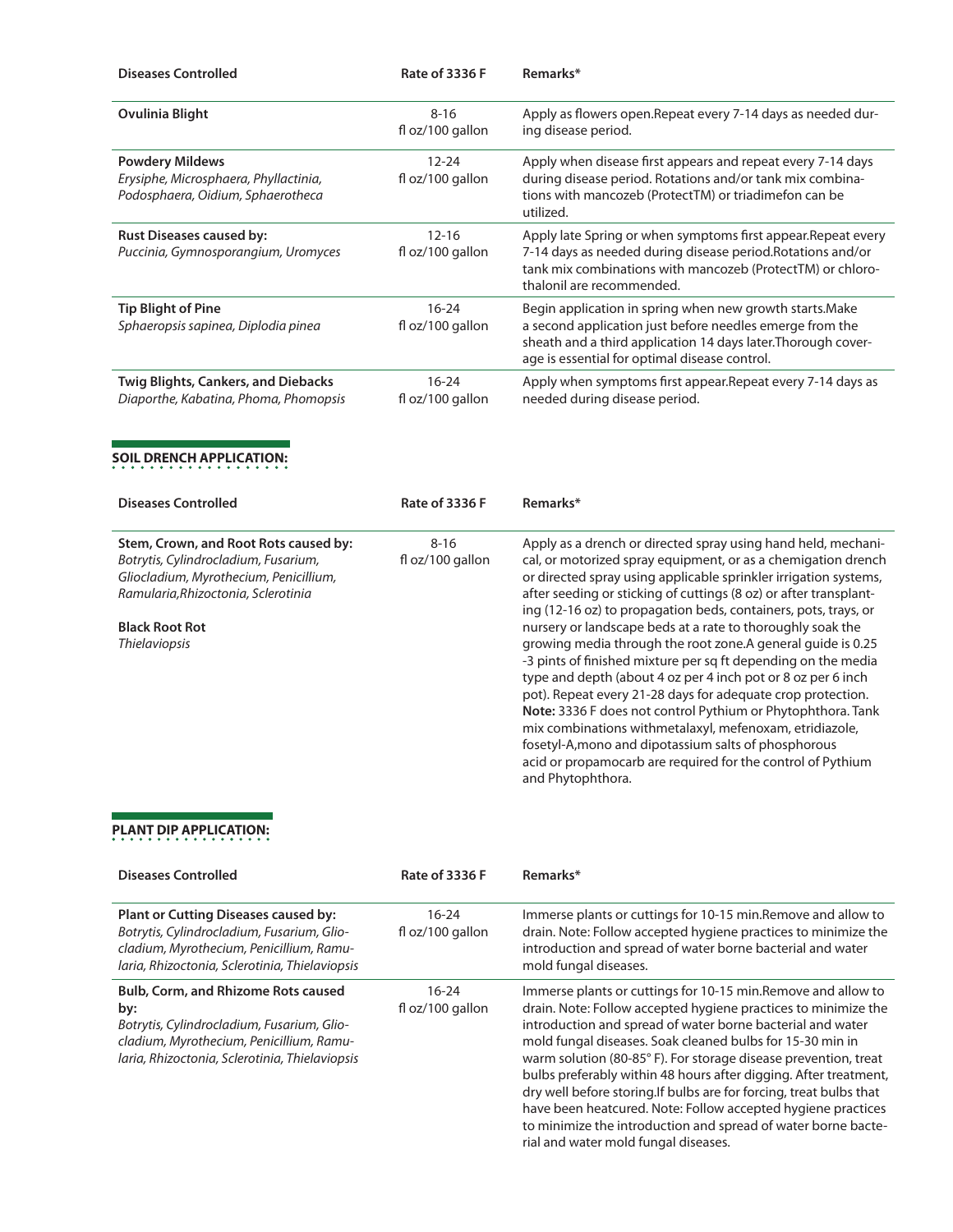| Diseases Controlled | Rate of 3336 F | Remarks* |
|---|---|---|
| **Ovulinia Blight** | 8-16 fl oz/100 gallon | Apply as flowers open.Repeat every 7-14 days as needed during disease period. |
| **Powdery Mildews** *Erysiphe, Microsphaera, Phyllactinia, Podosphaera, Oidium, Sphaerotheca* | 12-24 fl oz/100 gallon | Apply when disease first appears and repeat every 7-14 days during disease period. Rotations and/or tank mix combinations with mancozeb (ProtectTM) or triadimefon can be utilized. |
| **Rust Diseases caused by:** *Puccinia, Gymnosporangium, Uromyces* | 12-16 fl oz/100 gallon | Apply late Spring or when symptoms first appear.Repeat every 7-14 days as needed during disease period.Rotations and/or tank mix combinations with mancozeb (ProtectTM) or chlorothalonil are recommended. |
| **Tip Blight of Pine** *Sphaeropsis sapinea, Diplodia pinea* | 16-24 fl oz/100 gallon | Begin application in spring when new growth starts.Make a second application just before needles emerge from the sheath and a third application 14 days later.Thorough coverage is essential for optimal disease control. |
| **Twig Blights, Cankers, and Diebacks** *Diaporthe, Kabatina, Phoma, Phomopsis* | 16-24 fl oz/100 gallon | Apply when symptoms first appear.Repeat every 7-14 days as needed during disease period. |

## SOIL DRENCH APPLICATION:

| Diseases Controlled | Rate of 3336 F | Remarks* |
|---|---|---|
| **Stem, Crown, and Root Rots caused by:** *Botrytis, Cylindrocladium, Fusarium, Gliocladium, Myrothecium, Penicillium, Ramularia,Rhizoctonia, Sclerotinia* <br> **Black Root Rot** *Thielaviopsis* | 8-16 fl oz/100 gallon | Apply as a drench or directed spray using hand held, mechanical, or motorized spray equipment, or as a chemigation drench or directed spray using applicable sprinkler irrigation systems, after seeding or sticking of cuttings (8 oz) or after transplanting (12-16 oz) to propagation beds, containers, pots, trays, or nursery or landscape beds at a rate to thoroughly soak the growing media through the root zone.A general guide is 0.25 -3 pints of finished mixture per sq ft depending on the media type and depth (about 4 oz per 4 inch pot or 8 oz per 6 inch pot). Repeat every 21-28 days for adequate crop protection. **Note:** 3336 F does not control Pythium or Phytophthora. Tank mix combinations withmetalaxyl, mefenoxam, etridiazole, fosetyl-A,mono and dipotassium salts of phosphorous acid or propamocarb are required for the control of Pythium and Phytophthora. |

## PLANT DIP APPLICATION:

| Diseases Controlled | Rate of 3336 F | Remarks* |
|---|---|---|
| **Plant or Cutting Diseases caused by:** *Botrytis, Cylindrocladium, Fusarium, Gliocladium, Myrothecium, Penicillium, Ramularia, Rhizoctonia, Sclerotinia, Thielaviopsis* | 16-24 fl oz/100 gallon | Immerse plants or cuttings for 10-15 min.Remove and allow to drain. Note: Follow accepted hygiene practices to minimize the introduction and spread of water borne bacterial and water mold fungal diseases. |
| **Bulb, Corm, and Rhizome Rots caused by:** *Botrytis, Cylindrocladium, Fusarium, Gliocladium, Myrothecium, Penicillium, Ramularia, Rhizoctonia, Sclerotinia, Thielaviopsis* | 16-24 fl oz/100 gallon | Immerse plants or cuttings for 10-15 min.Remove and allow to drain. Note: Follow accepted hygiene practices to minimize the introduction and spread of water borne bacterial and water mold fungal diseases. Soak cleaned bulbs for 15-30 min in warm solution (80-85° F). For storage disease prevention, treat bulbs preferably within 48 hours after digging. After treatment, dry well before storing.If bulbs are for forcing, treat bulbs that have been heatcured. Note: Follow accepted hygiene practices to minimize the introduction and spread of water borne bacterial and water mold fungal diseases. |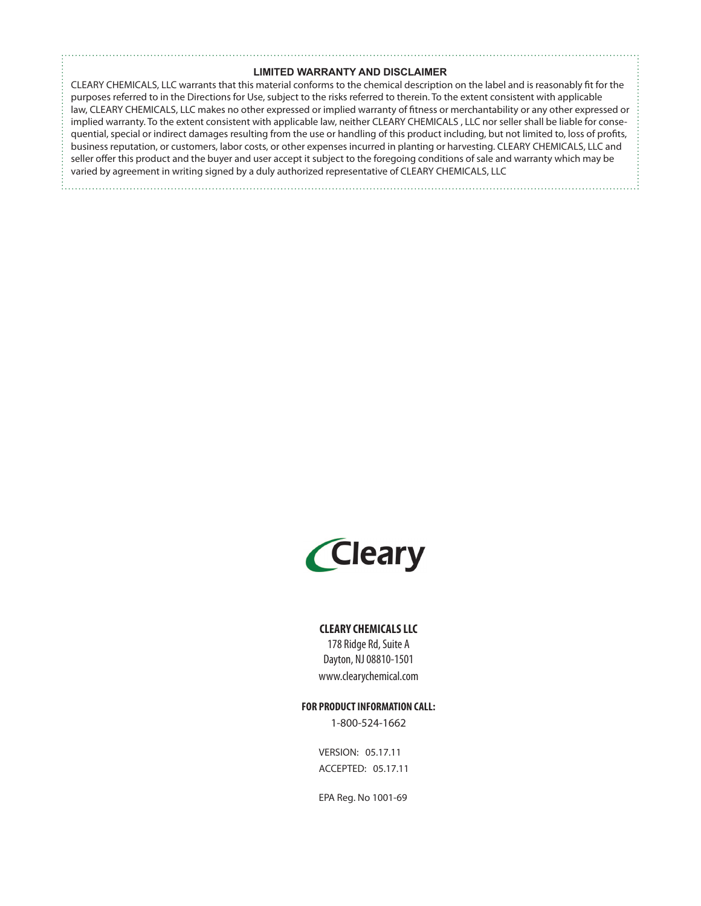## LIMITED WARRANTY AND DISCLAIMER

CLEARY CHEMICALS, LLC warrants that this material conforms to the chemical description on the label and is reasonably fit for the purposes referred to in the Directions for Use, subject to the risks referred to therein. To the extent consistent with applicable law, CLEARY CHEMICALS, LLC makes no other expressed or implied warranty of fitness or merchantability or any other expressed or implied warranty. To the extent consistent with applicable law, neither CLEARY CHEMICALS , LLC nor seller shall be liable for consequential, special or indirect damages resulting from the use or handling of this product including, but not limited to, loss of profits, business reputation, or customers, labor costs, or other expenses incurred in planting or harvesting. CLEARY CHEMICALS, LLC and seller offer this product and the buyer and user accept it subject to the foregoing conditions of sale and warranty which may be varied by agreement in writing signed by a duly authorized representative of CLEARY CHEMICALS, LLC

Cleary

**CLEARY CHEMICALS LLC**
178 Ridge Rd, Suite A
Dayton, NJ 08810-1501
www.clearychemical.com

**FOR PRODUCT INFORMATION CALL:**
1-800-524-1662

VERSION: 05.17.11
ACCEPTED: 05.17.11

EPA Reg. No 1001-69